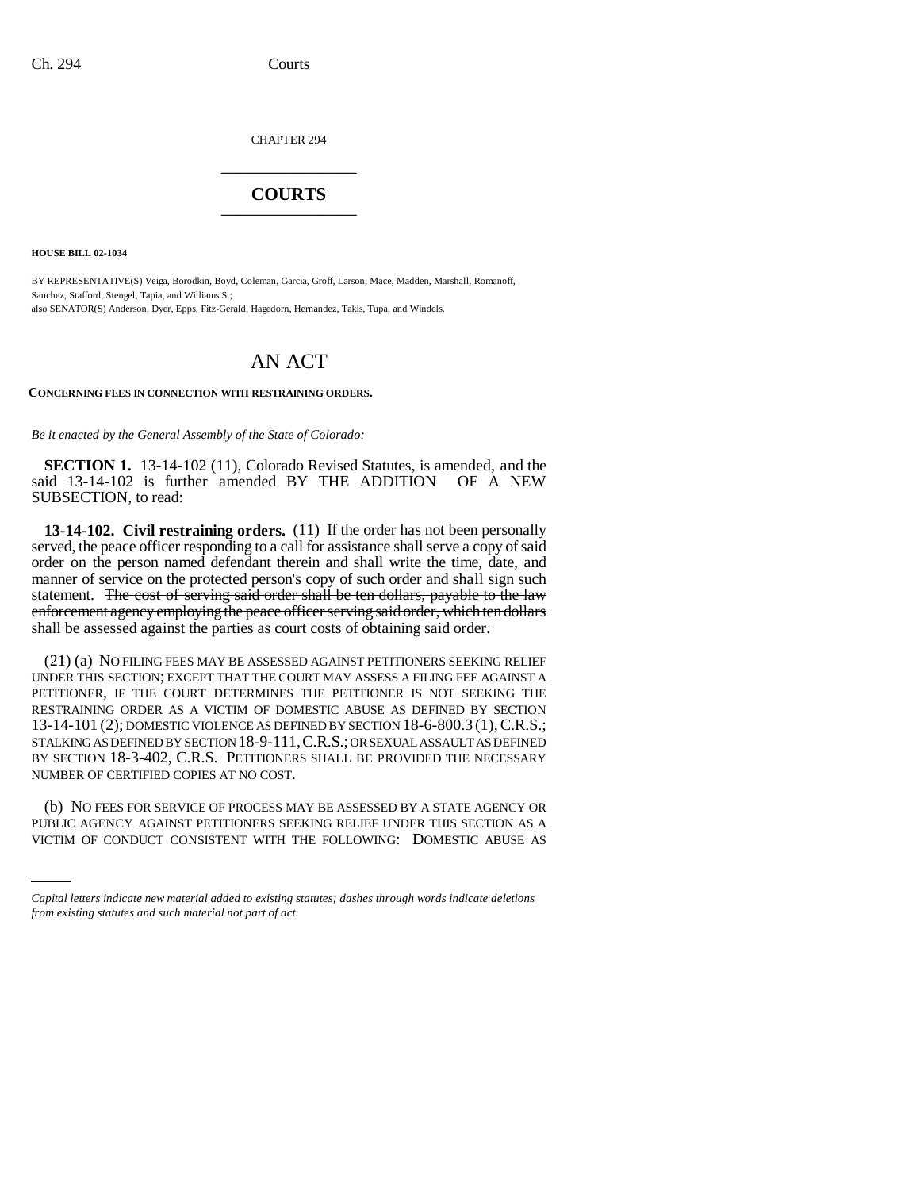CHAPTER 294

# COURTS

**HOUSE BILL 02-1034**

BY REPRESENTATIVE(S) Veiga, Borodkin, Boyd, Coleman, Garcia, Groff, Larson, Mace, Madden, Marshall, Romanoff, Sanchez, Stafford, Stengel, Tapia, and Williams S.;
also SENATOR(S) Anderson, Dyer, Epps, Fitz-Gerald, Hagedorn, Hernandez, Takis, Tupa, and Windels.

# AN ACT

**CONCERNING FEES IN CONNECTION WITH RESTRAINING ORDERS.**

*Be it enacted by the General Assembly of the State of Colorado:*

**SECTION 1.** 13-14-102 (11), Colorado Revised Statutes, is amended, and the said 13-14-102 is further amended BY THE ADDITION OF A NEW SUBSECTION, to read:

**13-14-102. Civil restraining orders.** (11) If the order has not been personally served, the peace officer responding to a call for assistance shall serve a copy of said order on the person named defendant therein and shall write the time, date, and manner of service on the protected person's copy of such order and shall sign such statement. ~~The cost of serving said order shall be ten dollars, payable to the law enforcement agency employing the peace officer serving said order, which ten dollars shall be assessed against the parties as court costs of obtaining said order.~~

(21) (a) NO FILING FEES MAY BE ASSESSED AGAINST PETITIONERS SEEKING RELIEF UNDER THIS SECTION; EXCEPT THAT THE COURT MAY ASSESS A FILING FEE AGAINST A PETITIONER, IF THE COURT DETERMINES THE PETITIONER IS NOT SEEKING THE RESTRAINING ORDER AS A VICTIM OF DOMESTIC ABUSE AS DEFINED BY SECTION 13-14-101 (2); DOMESTIC VIOLENCE AS DEFINED BY SECTION 18-6-800.3 (1), C.R.S.; STALKING AS DEFINED BY SECTION 18-9-111, C.R.S.; OR SEXUAL ASSAULT AS DEFINED BY SECTION 18-3-402, C.R.S. PETITIONERS SHALL BE PROVIDED THE NECESSARY NUMBER OF CERTIFIED COPIES AT NO COST.

(b) NO FEES FOR SERVICE OF PROCESS MAY BE ASSESSED BY A STATE AGENCY OR PUBLIC AGENCY AGAINST PETITIONERS SEEKING RELIEF UNDER THIS SECTION AS A VICTIM OF CONDUCT CONSISTENT WITH THE FOLLOWING: DOMESTIC ABUSE AS

*Capital letters indicate new material added to existing statutes; dashes through words indicate deletions from existing statutes and such material not part of act.*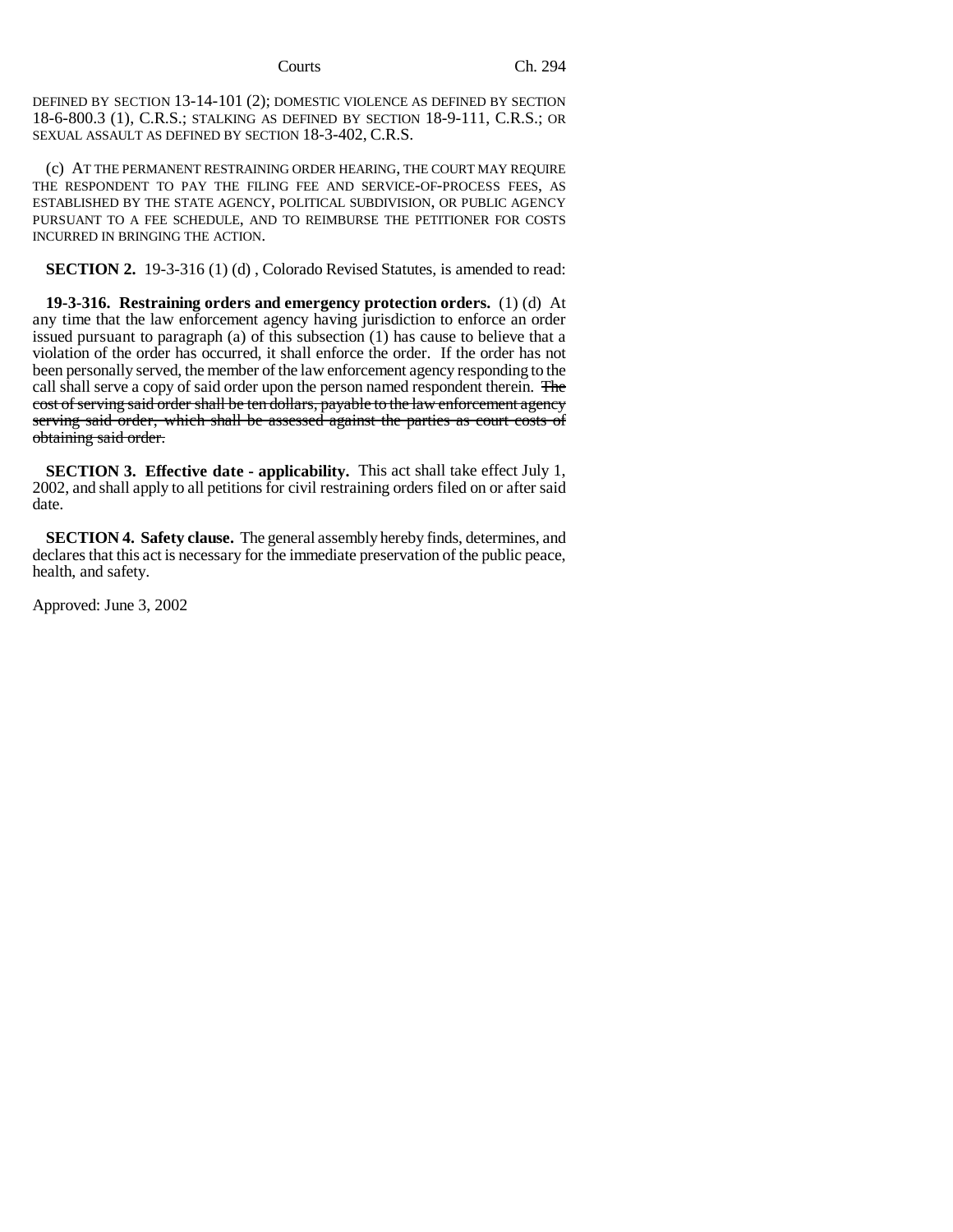DEFINED BY SECTION 13-14-101 (2); DOMESTIC VIOLENCE AS DEFINED BY SECTION 18-6-800.3 (1), C.R.S.; STALKING AS DEFINED BY SECTION 18-9-111, C.R.S.; OR SEXUAL ASSAULT AS DEFINED BY SECTION 18-3-402, C.R.S.

(c) AT THE PERMANENT RESTRAINING ORDER HEARING, THE COURT MAY REQUIRE THE RESPONDENT TO PAY THE FILING FEE AND SERVICE-OF-PROCESS FEES, AS ESTABLISHED BY THE STATE AGENCY, POLITICAL SUBDIVISION, OR PUBLIC AGENCY PURSUANT TO A FEE SCHEDULE, AND TO REIMBURSE THE PETITIONER FOR COSTS INCURRED IN BRINGING THE ACTION.

**SECTION 2.** 19-3-316 (1) (d) , Colorado Revised Statutes, is amended to read:

**19-3-316. Restraining orders and emergency protection orders.** (1) (d) At any time that the law enforcement agency having jurisdiction to enforce an order issued pursuant to paragraph (a) of this subsection (1) has cause to believe that a violation of the order has occurred, it shall enforce the order. If the order has not been personally served, the member of the law enforcement agency responding to the call shall serve a copy of said order upon the person named respondent therein. ~~The cost of serving said order shall be ten dollars, payable to the law enforcement agency serving said order, which shall be assessed against the parties as court costs of obtaining said order.~~

**SECTION 3. Effective date - applicability.** This act shall take effect July 1, 2002, and shall apply to all petitions for civil restraining orders filed on or after said date.

**SECTION 4. Safety clause.** The general assembly hereby finds, determines, and declares that this act is necessary for the immediate preservation of the public peace, health, and safety.

Approved: June 3, 2002